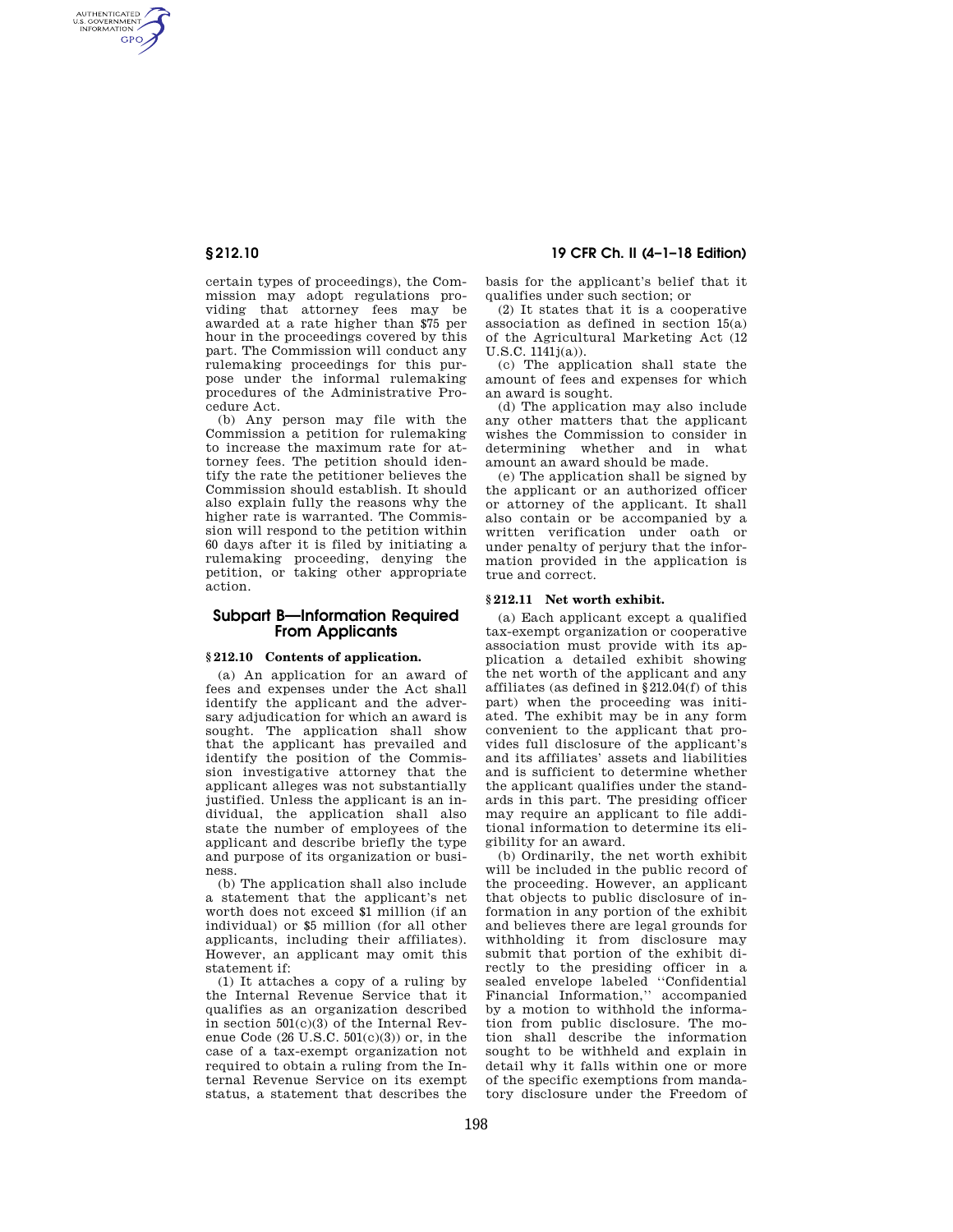certain types of proceedings), the Commission may adopt regulations providing that attorney fees may be awarded at a rate higher than $75 per hour in the proceedings covered by this part. The Commission will conduct any rulemaking proceedings for this purpose under the informal rulemaking procedures of the Administrative Procedure Act.

(b) Any person may file with the Commission a petition for rulemaking to increase the maximum rate for attorney fees. The petition should identify the rate the petitioner believes the Commission should establish. It should also explain fully the reasons why the higher rate is warranted. The Commission will respond to the petition within 60 days after it is filed by initiating a rulemaking proceeding, denying the petition, or taking other appropriate action.

## Subpart B—Information Required From Applicants

### § 212.10 Contents of application.

(a) An application for an award of fees and expenses under the Act shall identify the applicant and the adversary adjudication for which an award is sought. The application shall show that the applicant has prevailed and identify the position of the Commission investigative attorney that the applicant alleges was not substantially justified. Unless the applicant is an individual, the application shall also state the number of employees of the applicant and describe briefly the type and purpose of its organization or business.

(b) The application shall also include a statement that the applicant's net worth does not exceed $1 million (if an individual) or $5 million (for all other applicants, including their affiliates). However, an applicant may omit this statement if:

(1) It attaches a copy of a ruling by the Internal Revenue Service that it qualifies as an organization described in section 501(c)(3) of the Internal Revenue Code (26 U.S.C. 501(c)(3)) or, in the case of a tax-exempt organization not required to obtain a ruling from the Internal Revenue Service on its exempt status, a statement that describes the basis for the applicant's belief that it qualifies under such section; or

(2) It states that it is a cooperative association as defined in section 15(a) of the Agricultural Marketing Act (12 U.S.C. 1141j(a)).

(c) The application shall state the amount of fees and expenses for which an award is sought.

(d) The application may also include any other matters that the applicant wishes the Commission to consider in determining whether and in what amount an award should be made.

(e) The application shall be signed by the applicant or an authorized officer or attorney of the applicant. It shall also contain or be accompanied by a written verification under oath or under penalty of perjury that the information provided in the application is true and correct.

### § 212.11 Net worth exhibit.

(a) Each applicant except a qualified tax-exempt organization or cooperative association must provide with its application a detailed exhibit showing the net worth of the applicant and any affiliates (as defined in § 212.04(f) of this part) when the proceeding was initiated. The exhibit may be in any form convenient to the applicant that provides full disclosure of the applicant's and its affiliates' assets and liabilities and is sufficient to determine whether the applicant qualifies under the standards in this part. The presiding officer may require an applicant to file additional information to determine its eligibility for an award.

(b) Ordinarily, the net worth exhibit will be included in the public record of the proceeding. However, an applicant that objects to public disclosure of information in any portion of the exhibit and believes there are legal grounds for withholding it from disclosure may submit that portion of the exhibit directly to the presiding officer in a sealed envelope labeled ''Confidential Financial Information,'' accompanied by a motion to withhold the information from public disclosure. The motion shall describe the information sought to be withheld and explain in detail why it falls within one or more of the specific exemptions from mandatory disclosure under the Freedom of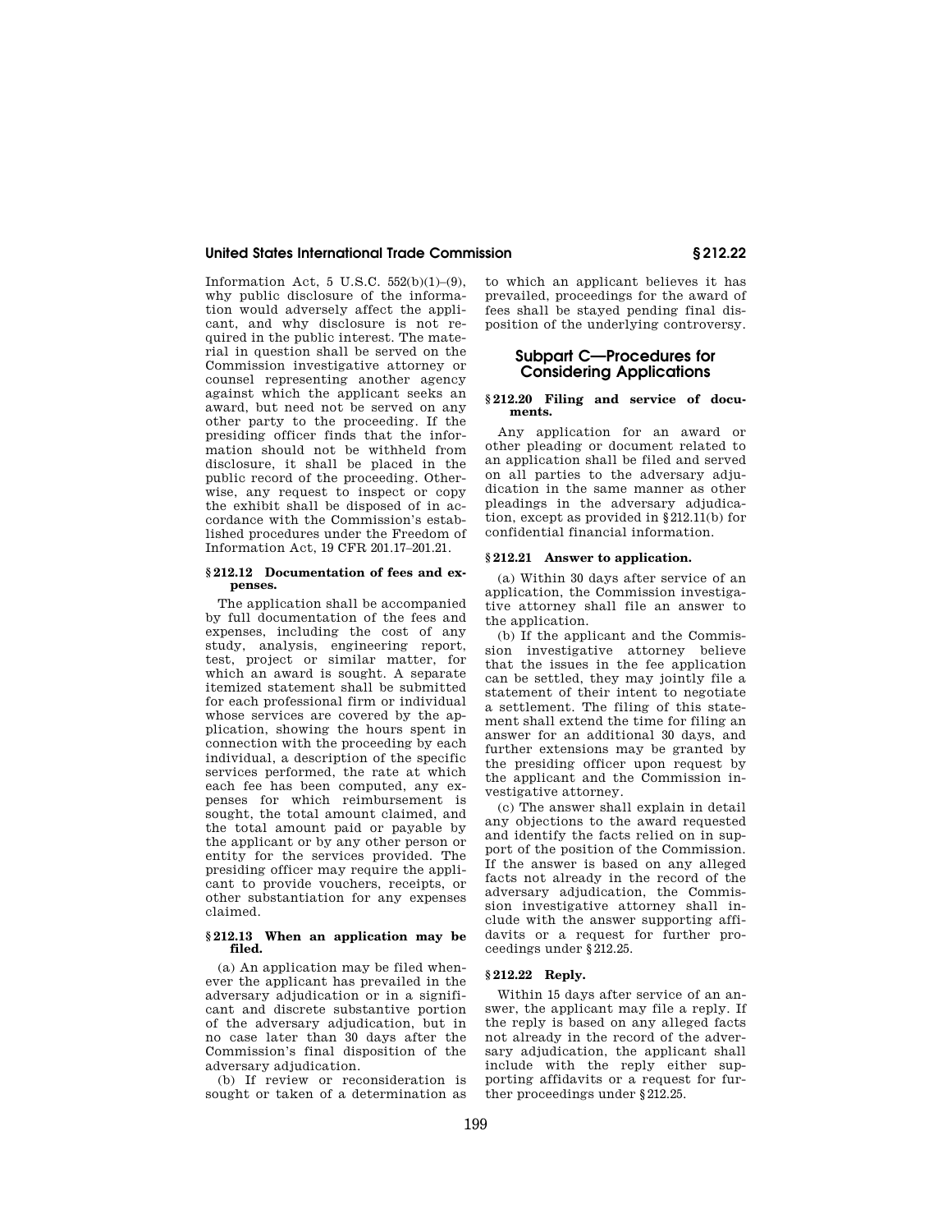Information Act, 5 U.S.C. 552(b)(1)–(9), why public disclosure of the information would adversely affect the applicant, and why disclosure is not required in the public interest. The material in question shall be served on the Commission investigative attorney or counsel representing another agency against which the applicant seeks an award, but need not be served on any other party to the proceeding. If the presiding officer finds that the information should not be withheld from disclosure, it shall be placed in the public record of the proceeding. Otherwise, any request to inspect or copy the exhibit shall be disposed of in accordance with the Commission's established procedures under the Freedom of Information Act, 19 CFR 201.17–201.21.

### § 212.12 Documentation of fees and expenses.

The application shall be accompanied by full documentation of the fees and expenses, including the cost of any study, analysis, engineering report, test, project or similar matter, for which an award is sought. A separate itemized statement shall be submitted for each professional firm or individual whose services are covered by the application, showing the hours spent in connection with the proceeding by each individual, a description of the specific services performed, the rate at which each fee has been computed, any expenses for which reimbursement is sought, the total amount claimed, and the total amount paid or payable by the applicant or by any other person or entity for the services provided. The presiding officer may require the applicant to provide vouchers, receipts, or other substantiation for any expenses claimed.

### § 212.13 When an application may be filed.

(a) An application may be filed whenever the applicant has prevailed in the adversary adjudication or in a significant and discrete substantive portion of the adversary adjudication, but in no case later than 30 days after the Commission's final disposition of the adversary adjudication.

(b) If review or reconsideration is sought or taken of a determination as to which an applicant believes it has prevailed, proceedings for the award of fees shall be stayed pending final disposition of the underlying controversy.

## Subpart C—Procedures for Considering Applications

### § 212.20 Filing and service of documents.

Any application for an award or other pleading or document related to an application shall be filed and served on all parties to the adversary adjudication in the same manner as other pleadings in the adversary adjudication, except as provided in § 212.11(b) for confidential financial information.

### § 212.21 Answer to application.

(a) Within 30 days after service of an application, the Commission investigative attorney shall file an answer to the application.

(b) If the applicant and the Commission investigative attorney believe that the issues in the fee application can be settled, they may jointly file a statement of their intent to negotiate a settlement. The filing of this statement shall extend the time for filing an answer for an additional 30 days, and further extensions may be granted by the presiding officer upon request by the applicant and the Commission investigative attorney.

(c) The answer shall explain in detail any objections to the award requested and identify the facts relied on in support of the position of the Commission. If the answer is based on any alleged facts not already in the record of the adversary adjudication, the Commission investigative attorney shall include with the answer supporting affidavits or a request for further proceedings under § 212.25.

### § 212.22 Reply.

Within 15 days after service of an answer, the applicant may file a reply. If the reply is based on any alleged facts not already in the record of the adversary adjudication, the applicant shall include with the reply either supporting affidavits or a request for further proceedings under § 212.25.